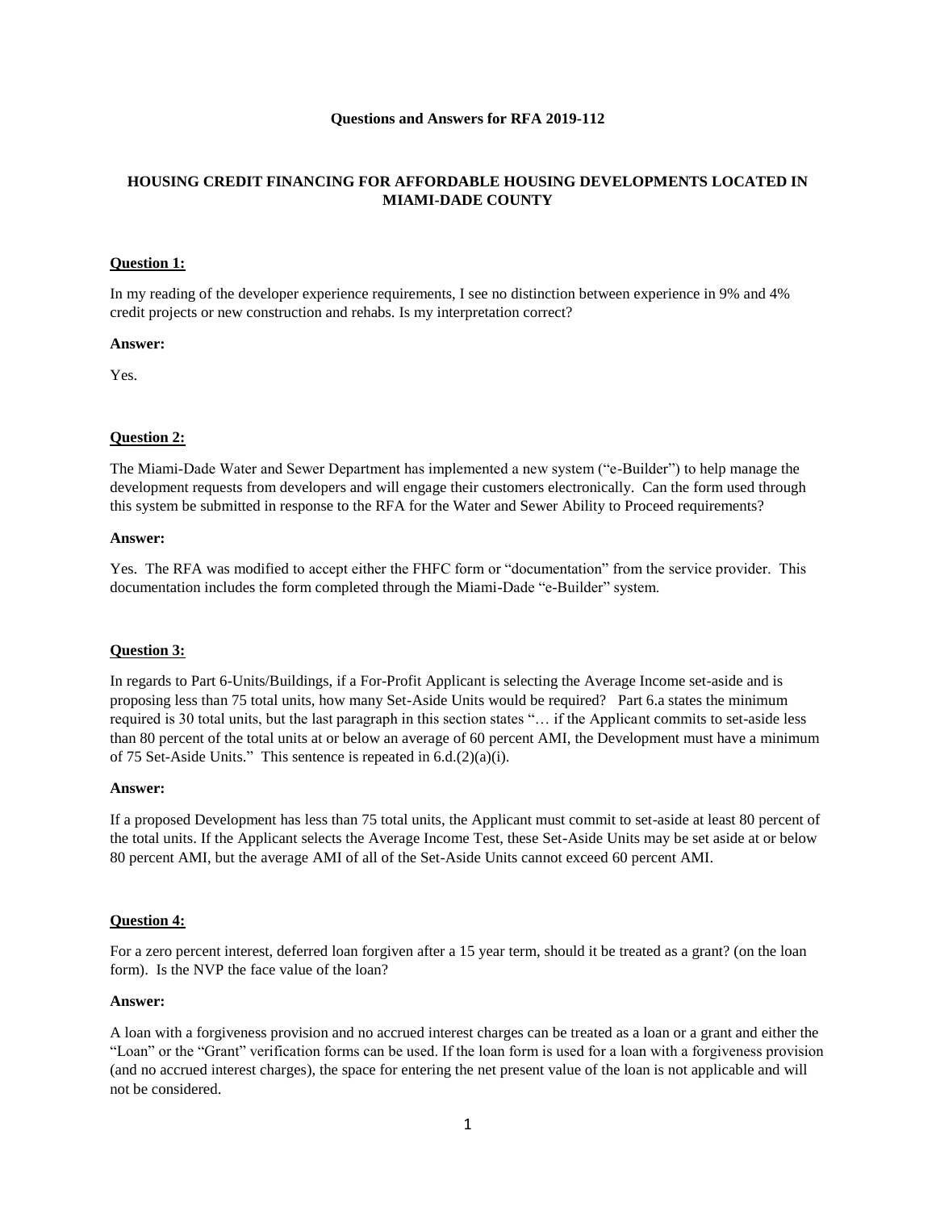# Questions and Answers for RFA 2019-112

## HOUSING CREDIT FINANCING FOR AFFORDABLE HOUSING DEVELOPMENTS LOCATED IN MIAMI-DADE COUNTY

### Question 1:

In my reading of the developer experience requirements, I see no distinction between experience in 9% and 4% credit projects or new construction and rehabs. Is my interpretation correct?

**Answer:**

Yes.

### Question 2:

The Miami-Dade Water and Sewer Department has implemented a new system ("e-Builder") to help manage the development requests from developers and will engage their customers electronically. Can the form used through this system be submitted in response to the RFA for the Water and Sewer Ability to Proceed requirements?

**Answer:**

Yes. The RFA was modified to accept either the FHFC form or "documentation" from the service provider. This documentation includes the form completed through the Miami-Dade "e-Builder" system.

### Question 3:

In regards to Part 6-Units/Buildings, if a For-Profit Applicant is selecting the Average Income set-aside and is proposing less than 75 total units, how many Set-Aside Units would be required? Part 6.a states the minimum required is 30 total units, but the last paragraph in this section states "… if the Applicant commits to set-aside less than 80 percent of the total units at or below an average of 60 percent AMI, the Development must have a minimum of 75 Set-Aside Units." This sentence is repeated in 6.d.(2)(a)(i).

**Answer:**

If a proposed Development has less than 75 total units, the Applicant must commit to set-aside at least 80 percent of the total units. If the Applicant selects the Average Income Test, these Set-Aside Units may be set aside at or below 80 percent AMI, but the average AMI of all of the Set-Aside Units cannot exceed 60 percent AMI.

### Question 4:

For a zero percent interest, deferred loan forgiven after a 15 year term, should it be treated as a grant? (on the loan form). Is the NVP the face value of the loan?

**Answer:**

A loan with a forgiveness provision and no accrued interest charges can be treated as a loan or a grant and either the "Loan" or the "Grant" verification forms can be used. If the loan form is used for a loan with a forgiveness provision (and no accrued interest charges), the space for entering the net present value of the loan is not applicable and will not be considered.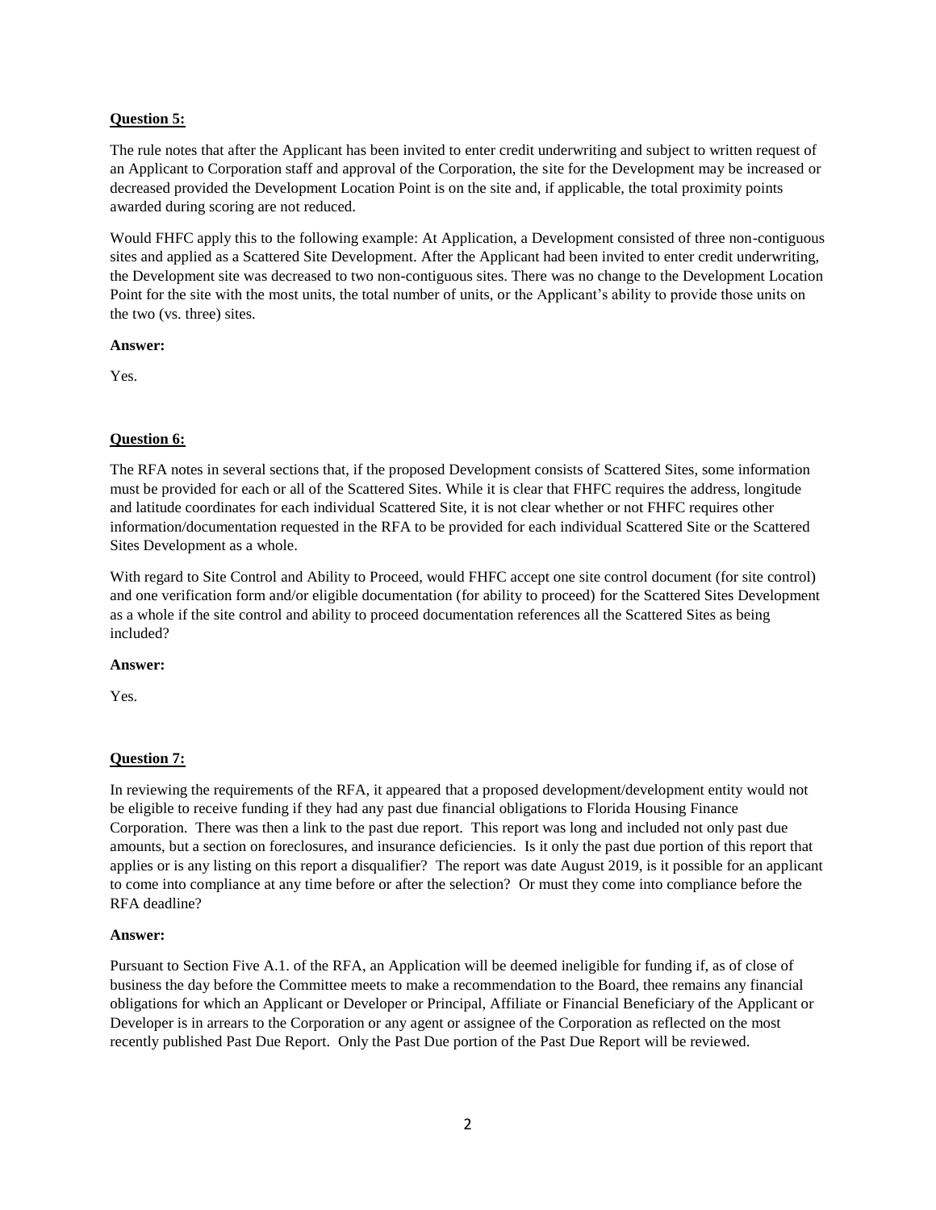**Question 5:**

The rule notes that after the Applicant has been invited to enter credit underwriting and subject to written request of an Applicant to Corporation staff and approval of the Corporation, the site for the Development may be increased or decreased provided the Development Location Point is on the site and, if applicable, the total proximity points awarded during scoring are not reduced.

Would FHFC apply this to the following example: At Application, a Development consisted of three non-contiguous sites and applied as a Scattered Site Development. After the Applicant had been invited to enter credit underwriting, the Development site was decreased to two non-contiguous sites. There was no change to the Development Location Point for the site with the most units, the total number of units, or the Applicant's ability to provide those units on the two (vs. three) sites.

**Answer:**

Yes.

**Question 6:**

The RFA notes in several sections that, if the proposed Development consists of Scattered Sites, some information must be provided for each or all of the Scattered Sites. While it is clear that FHFC requires the address, longitude and latitude coordinates for each individual Scattered Site, it is not clear whether or not FHFC requires other information/documentation requested in the RFA to be provided for each individual Scattered Site or the Scattered Sites Development as a whole.

With regard to Site Control and Ability to Proceed, would FHFC accept one site control document (for site control) and one verification form and/or eligible documentation (for ability to proceed) for the Scattered Sites Development as a whole if the site control and ability to proceed documentation references all the Scattered Sites as being included?

**Answer:**

Yes.

**Question 7:**

In reviewing the requirements of the RFA, it appeared that a proposed development/development entity would not be eligible to receive funding if they had any past due financial obligations to Florida Housing Finance Corporation. There was then a link to the past due report. This report was long and included not only past due amounts, but a section on foreclosures, and insurance deficiencies. Is it only the past due portion of this report that applies or is any listing on this report a disqualifier? The report was date August 2019, is it possible for an applicant to come into compliance at any time before or after the selection? Or must they come into compliance before the RFA deadline?

**Answer:**

Pursuant to Section Five A.1. of the RFA, an Application will be deemed ineligible for funding if, as of close of business the day before the Committee meets to make a recommendation to the Board, thee remains any financial obligations for which an Applicant or Developer or Principal, Affiliate or Financial Beneficiary of the Applicant or Developer is in arrears to the Corporation or any agent or assignee of the Corporation as reflected on the most recently published Past Due Report. Only the Past Due portion of the Past Due Report will be reviewed.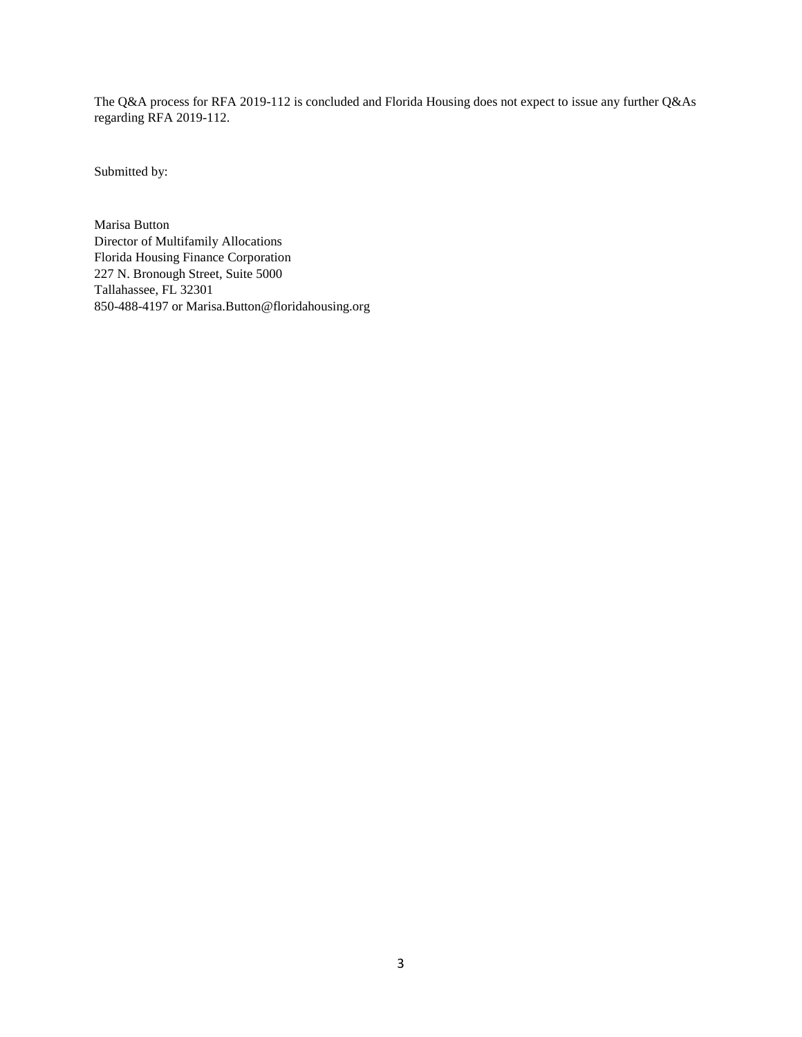The Q&A process for RFA 2019-112 is concluded and Florida Housing does not expect to issue any further Q&As regarding RFA 2019-112.

Submitted by:

Marisa Button
Director of Multifamily Allocations
Florida Housing Finance Corporation
227 N. Bronough Street, Suite 5000
Tallahassee, FL 32301
850-488-4197 or Marisa.Button@floridahousing.org